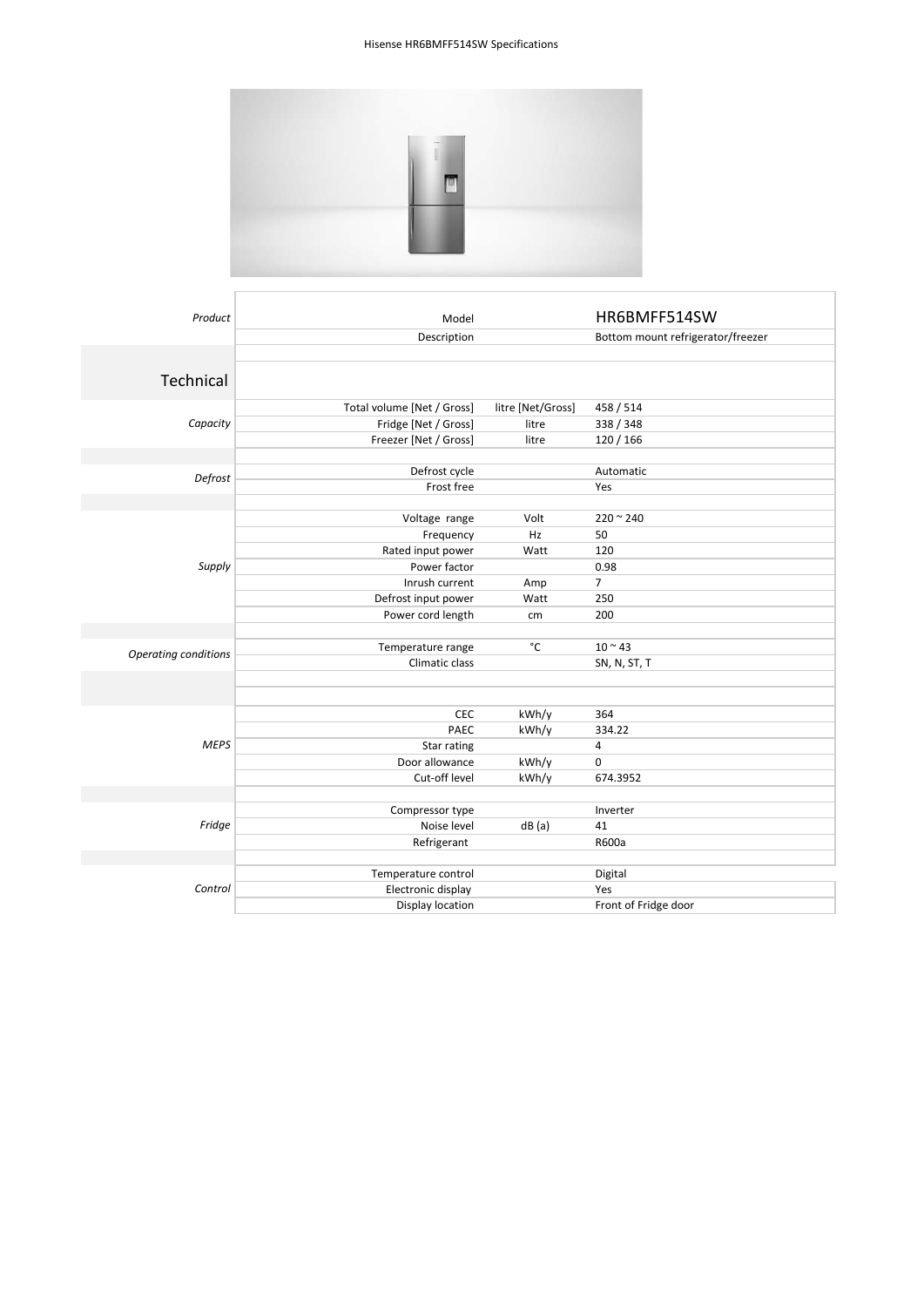Hisense HR6BMFF514SW Specifications

| | | | |
|---|---|---|---|
| *Product* | Model | | HR6BMFF514SW |
| | Description | | Bottom mount refrigerator/freezer |
| **Technical** | | | |
| *Capacity* | Total volume [Net / Gross] | litre [Net/Gross] | 458 / 514 |
| | Fridge [Net / Gross] | litre | 338 / 348 |
| | Freezer [Net / Gross] | litre | 120 / 166 |
| *Defrost* | Defrost cycle | | Automatic |
| | Frost free | | Yes |
| *Supply* | Voltage range | Volt | 220 ~ 240 |
| | Frequency | Hz | 50 |
| | Rated input power | Watt | 120 |
| | Power factor | | 0.98 |
| | Inrush current | Amp | 7 |
| | Defrost input power | Watt | 250 |
| | Power cord length | cm | 200 |
| *Operating conditions* | Temperature range | °C | 10 ~ 43 |
| | Climatic class | | SN, N, ST, T |
| *MEPS* | CEC | kWh/y | 364 |
| | PAEC | kWh/y | 334.22 |
| | Star rating | | 4 |
| | Door allowance | kWh/y | 0 |
| | Cut-off level | kWh/y | 674.3952 |
| *Fridge* | Compressor type | | Inverter |
| | Noise level | dB (a) | 41 |
| | Refrigerant | | R600a |
| *Control* | Temperature control | | Digital |
| | Electronic display | | Yes |
| | Display location | | Front of Fridge door |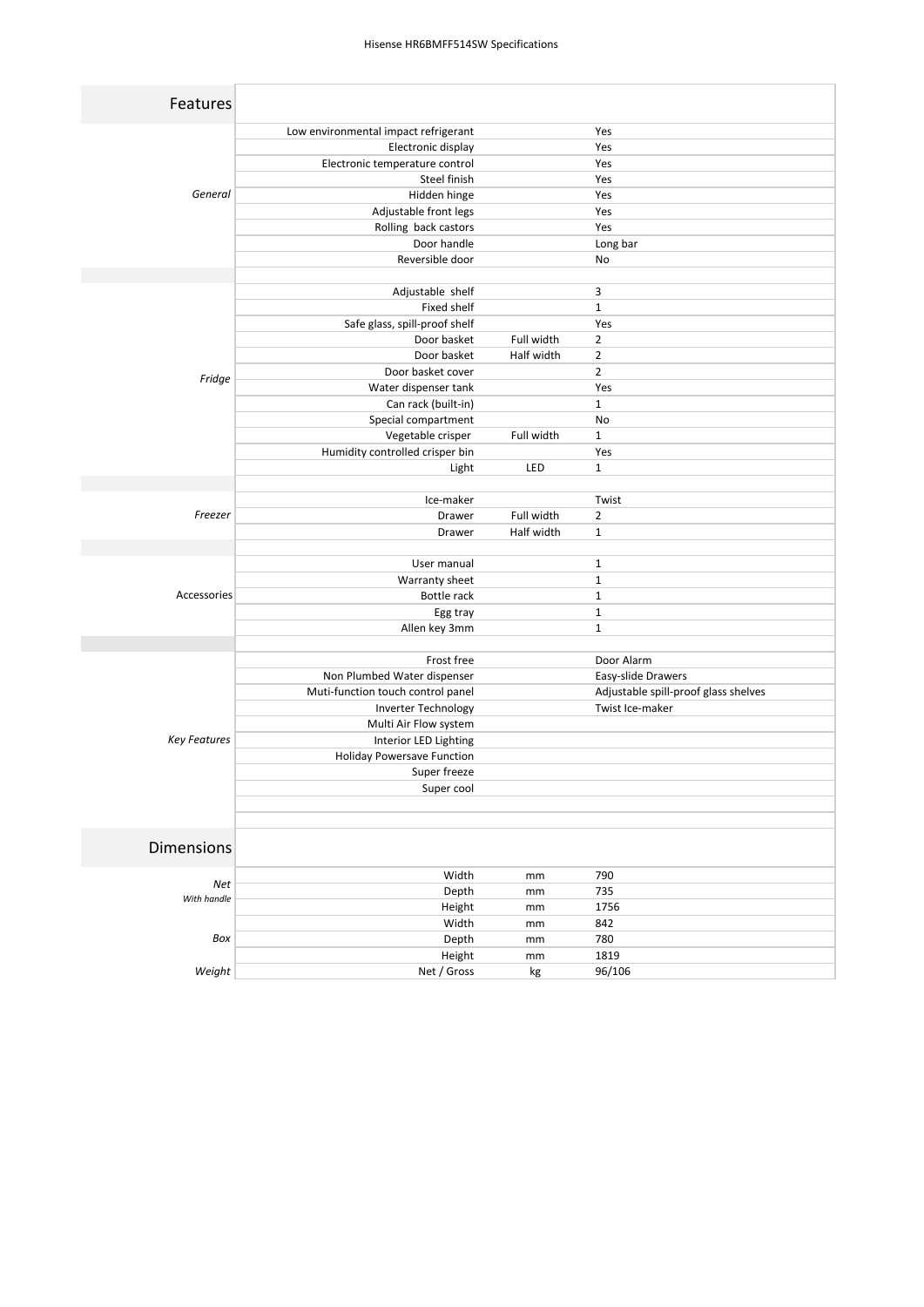Hisense HR6BMFF514SW Specifications

## Features

| | | | |
|---|---|---|---|
| *General* | Low environmental impact refrigerant | | Yes |
| | Electronic display | | Yes |
| | Electronic temperature control | | Yes |
| | Steel finish | | Yes |
| | Hidden hinge | | Yes |
| | Adjustable front legs | | Yes |
| | Rolling back castors | | Yes |
| | Door handle | | Long bar |
| | Reversible door | | No |
| *Fridge* | Adjustable shelf | | 3 |
| | Fixed shelf | | 1 |
| | Safe glass, spill-proof shelf | | Yes |
| | Door basket | Full width | 2 |
| | Door basket | Half width | 2 |
| | Door basket cover | | 2 |
| | Water dispenser tank | | Yes |
| | Can rack (built-in) | | 1 |
| | Special compartment | | No |
| | Vegetable crisper | Full width | 1 |
| | Humidity controlled crisper bin | | Yes |
| | Light | LED | 1 |
| *Freezer* | Ice-maker | | Twist |
| | Drawer | Full width | 2 |
| | Drawer | Half width | 1 |
| Accessories | User manual | | 1 |
| | Warranty sheet | | 1 |
| | Bottle rack | | 1 |
| | Egg tray | | 1 |
| | Allen key 3mm | | 1 |
| *Key Features* | Frost free | | Door Alarm |
| | Non Plumbed Water dispenser | | Easy-slide Drawers |
| | Muti-function touch control panel | | Adjustable spill-proof glass shelves |
| | Inverter Technology | | Twist Ice-maker |
| | Multi Air Flow system | | |
| | Interior LED Lighting | | |
| | Holiday Powersave Function | | |
| | Super freeze | | |
| | Super cool | | |

## Dimensions

| | | | |
|---|---|---|---|
| *Net* *With handle* | Width | mm | 790 |
| | Depth | mm | 735 |
| | Height | mm | 1756 |
| *Box* | Width | mm | 842 |
| | Depth | mm | 780 |
| | Height | mm | 1819 |
| *Weight* | Net / Gross | kg | 96/106 |